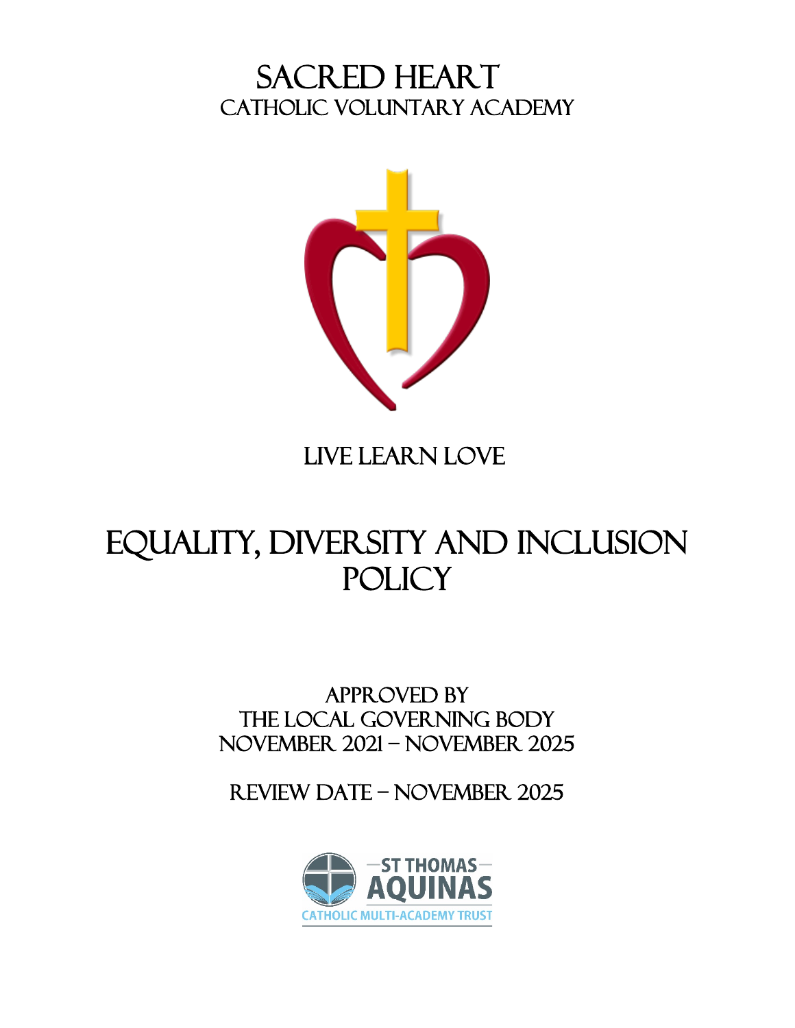# SACRED HEART
## CATHOLIC VOLUNTARY ACADEMY

LIVE LEARN LOVE

# EQUALITY, DIVERSITY AND INCLUSION POLICY

APPROVED BY
THE LOCAL GOVERNING BODY
NOVEMBER 2021 – NOVEMBER 2025

REVIEW DATE – NOVEMBER 2025

ST THOMAS AQUINAS
CATHOLIC MULTI-ACADEMY TRUST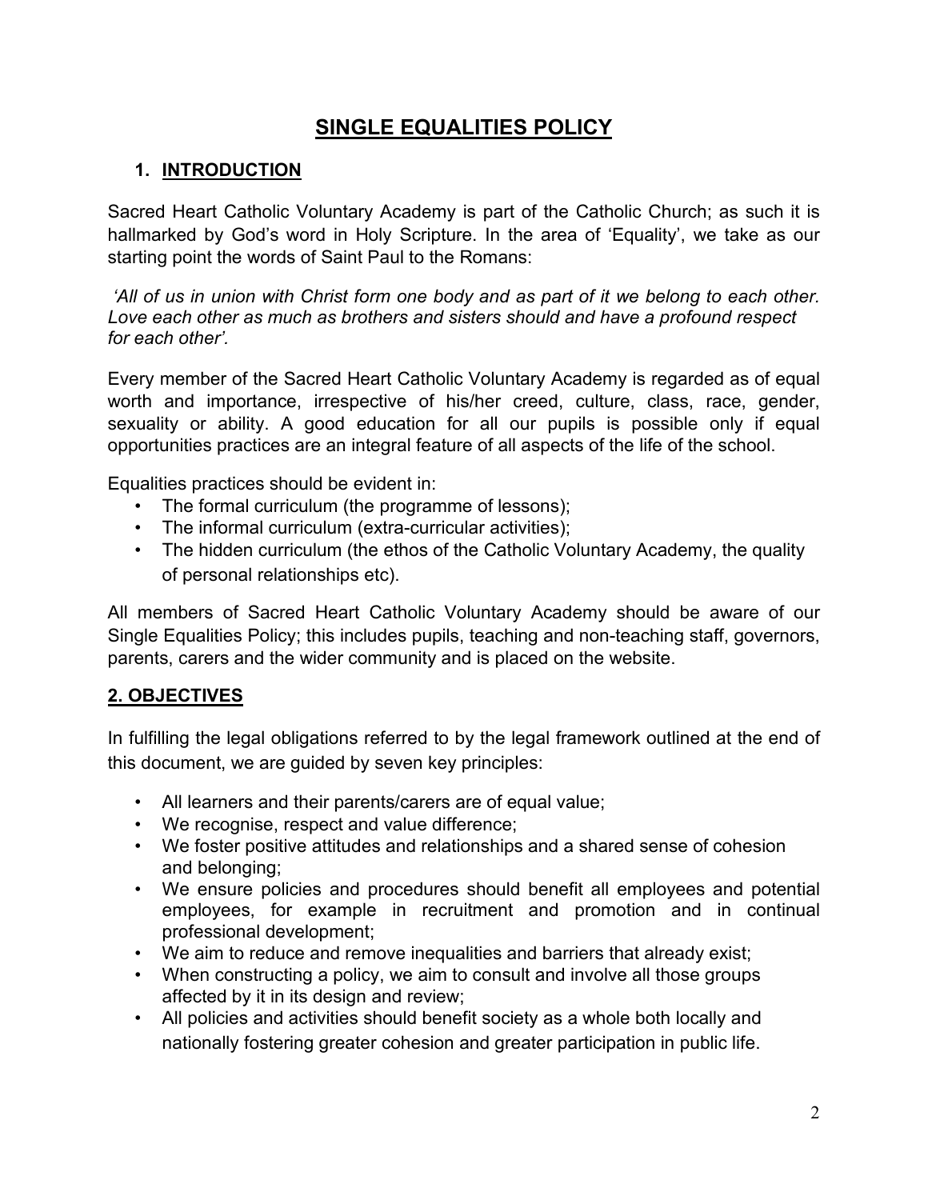# SINGLE EQUALITIES POLICY

## 1. INTRODUCTION

Sacred Heart Catholic Voluntary Academy is part of the Catholic Church; as such it is hallmarked by God's word in Holy Scripture. In the area of 'Equality', we take as our starting point the words of Saint Paul to the Romans:

*'All of us in union with Christ form one body and as part of it we belong to each other. Love each other as much as brothers and sisters should and have a profound respect for each other'.*

Every member of the Sacred Heart Catholic Voluntary Academy is regarded as of equal worth and importance, irrespective of his/her creed, culture, class, race, gender, sexuality or ability. A good education for all our pupils is possible only if equal opportunities practices are an integral feature of all aspects of the life of the school.

Equalities practices should be evident in:

- The formal curriculum (the programme of lessons);
- The informal curriculum (extra-curricular activities);
- The hidden curriculum (the ethos of the Catholic Voluntary Academy, the quality of personal relationships etc).

All members of Sacred Heart Catholic Voluntary Academy should be aware of our Single Equalities Policy; this includes pupils, teaching and non-teaching staff, governors, parents, carers and the wider community and is placed on the website.

## 2. OBJECTIVES

In fulfilling the legal obligations referred to by the legal framework outlined at the end of this document, we are guided by seven key principles:

- All learners and their parents/carers are of equal value;
- We recognise, respect and value difference;
- We foster positive attitudes and relationships and a shared sense of cohesion and belonging;
- We ensure policies and procedures should benefit all employees and potential employees, for example in recruitment and promotion and in continual professional development;
- We aim to reduce and remove inequalities and barriers that already exist;
- When constructing a policy, we aim to consult and involve all those groups affected by it in its design and review;
- All policies and activities should benefit society as a whole both locally and nationally fostering greater cohesion and greater participation in public life.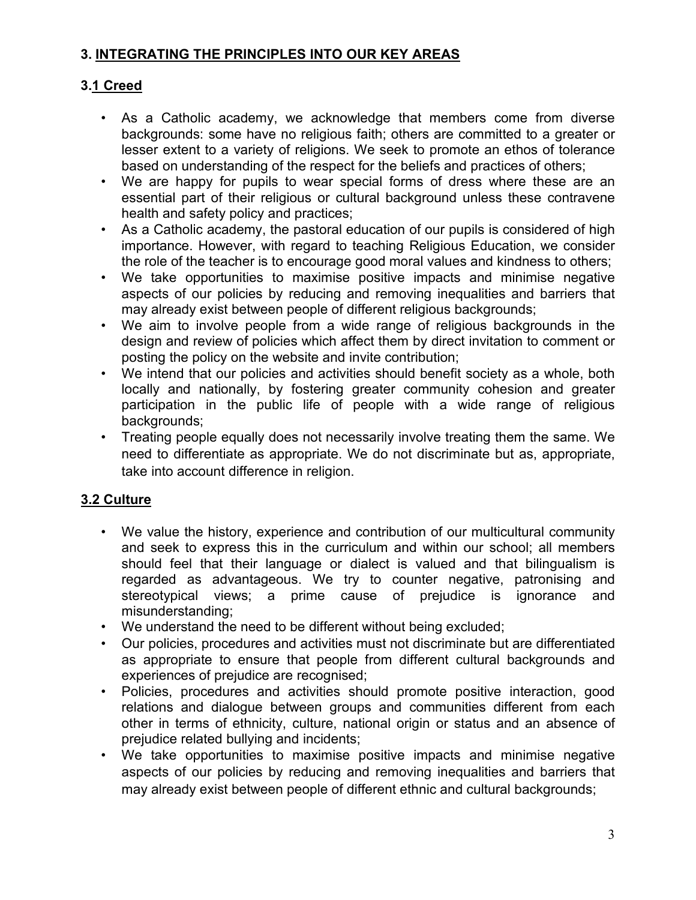## 3. INTEGRATING THE PRINCIPLES INTO OUR KEY AREAS

### 3.1 Creed

- As a Catholic academy, we acknowledge that members come from diverse backgrounds: some have no religious faith; others are committed to a greater or lesser extent to a variety of religions. We seek to promote an ethos of tolerance based on understanding of the respect for the beliefs and practices of others;
- We are happy for pupils to wear special forms of dress where these are an essential part of their religious or cultural background unless these contravene health and safety policy and practices;
- As a Catholic academy, the pastoral education of our pupils is considered of high importance. However, with regard to teaching Religious Education, we consider the role of the teacher is to encourage good moral values and kindness to others;
- We take opportunities to maximise positive impacts and minimise negative aspects of our policies by reducing and removing inequalities and barriers that may already exist between people of different religious backgrounds;
- We aim to involve people from a wide range of religious backgrounds in the design and review of policies which affect them by direct invitation to comment or posting the policy on the website and invite contribution;
- We intend that our policies and activities should benefit society as a whole, both locally and nationally, by fostering greater community cohesion and greater participation in the public life of people with a wide range of religious backgrounds;
- Treating people equally does not necessarily involve treating them the same. We need to differentiate as appropriate. We do not discriminate but as, appropriate, take into account difference in religion.

### 3.2 Culture

- We value the history, experience and contribution of our multicultural community and seek to express this in the curriculum and within our school; all members should feel that their language or dialect is valued and that bilingualism is regarded as advantageous. We try to counter negative, patronising and stereotypical views; a prime cause of prejudice is ignorance and misunderstanding;
- We understand the need to be different without being excluded;
- Our policies, procedures and activities must not discriminate but are differentiated as appropriate to ensure that people from different cultural backgrounds and experiences of prejudice are recognised;
- Policies, procedures and activities should promote positive interaction, good relations and dialogue between groups and communities different from each other in terms of ethnicity, culture, national origin or status and an absence of prejudice related bullying and incidents;
- We take opportunities to maximise positive impacts and minimise negative aspects of our policies by reducing and removing inequalities and barriers that may already exist between people of different ethnic and cultural backgrounds;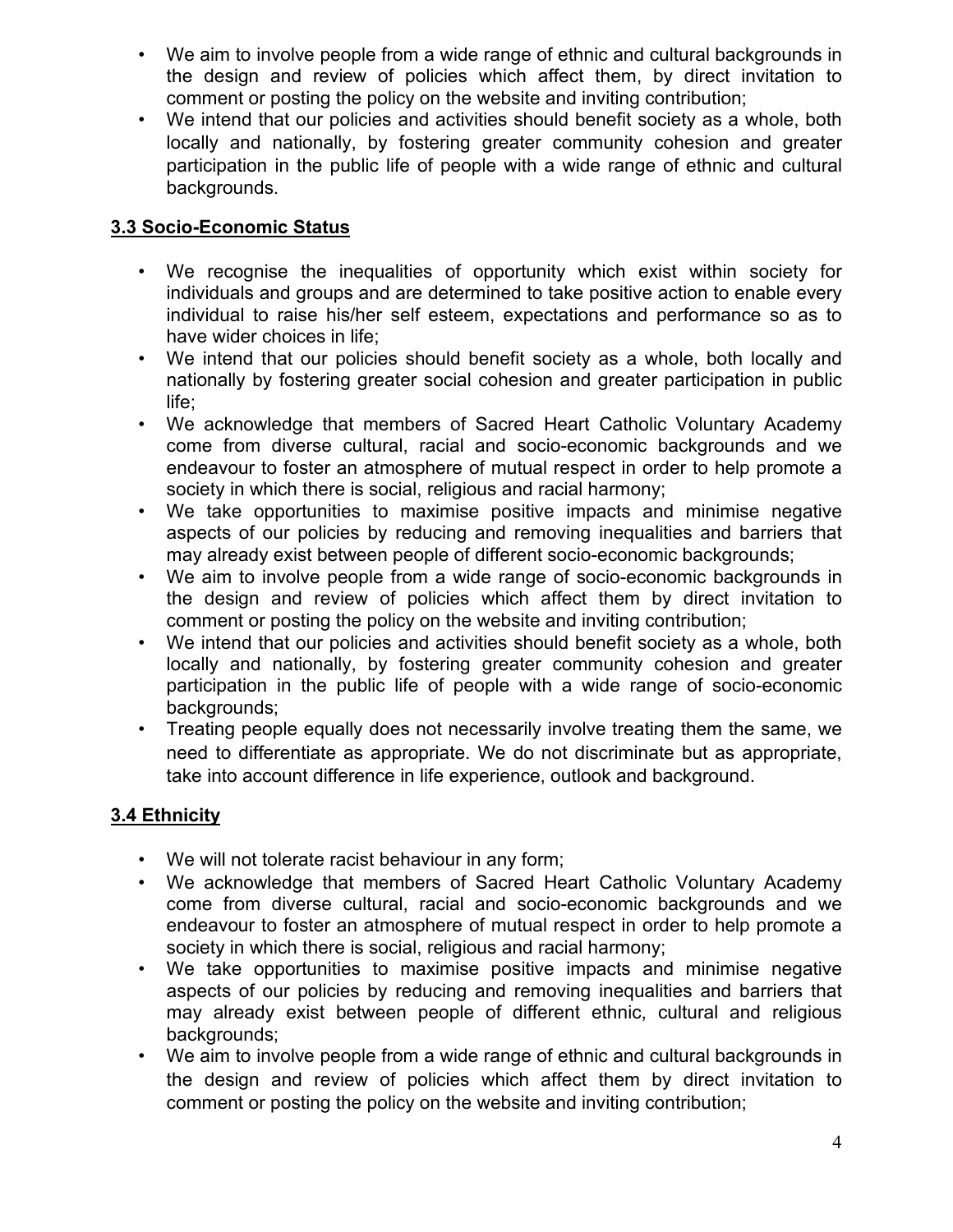- We aim to involve people from a wide range of ethnic and cultural backgrounds in the design and review of policies which affect them, by direct invitation to comment or posting the policy on the website and inviting contribution;
- We intend that our policies and activities should benefit society as a whole, both locally and nationally, by fostering greater community cohesion and greater participation in the public life of people with a wide range of ethnic and cultural backgrounds.

### 3.3 Socio-Economic Status

- We recognise the inequalities of opportunity which exist within society for individuals and groups and are determined to take positive action to enable every individual to raise his/her self esteem, expectations and performance so as to have wider choices in life;
- We intend that our policies should benefit society as a whole, both locally and nationally by fostering greater social cohesion and greater participation in public life;
- We acknowledge that members of Sacred Heart Catholic Voluntary Academy come from diverse cultural, racial and socio-economic backgrounds and we endeavour to foster an atmosphere of mutual respect in order to help promote a society in which there is social, religious and racial harmony;
- We take opportunities to maximise positive impacts and minimise negative aspects of our policies by reducing and removing inequalities and barriers that may already exist between people of different socio-economic backgrounds;
- We aim to involve people from a wide range of socio-economic backgrounds in the design and review of policies which affect them by direct invitation to comment or posting the policy on the website and inviting contribution;
- We intend that our policies and activities should benefit society as a whole, both locally and nationally, by fostering greater community cohesion and greater participation in the public life of people with a wide range of socio-economic backgrounds;
- Treating people equally does not necessarily involve treating them the same, we need to differentiate as appropriate. We do not discriminate but as appropriate, take into account difference in life experience, outlook and background.

### 3.4 Ethnicity

- We will not tolerate racist behaviour in any form;
- We acknowledge that members of Sacred Heart Catholic Voluntary Academy come from diverse cultural, racial and socio-economic backgrounds and we endeavour to foster an atmosphere of mutual respect in order to help promote a society in which there is social, religious and racial harmony;
- We take opportunities to maximise positive impacts and minimise negative aspects of our policies by reducing and removing inequalities and barriers that may already exist between people of different ethnic, cultural and religious backgrounds;
- We aim to involve people from a wide range of ethnic and cultural backgrounds in the design and review of policies which affect them by direct invitation to comment or posting the policy on the website and inviting contribution;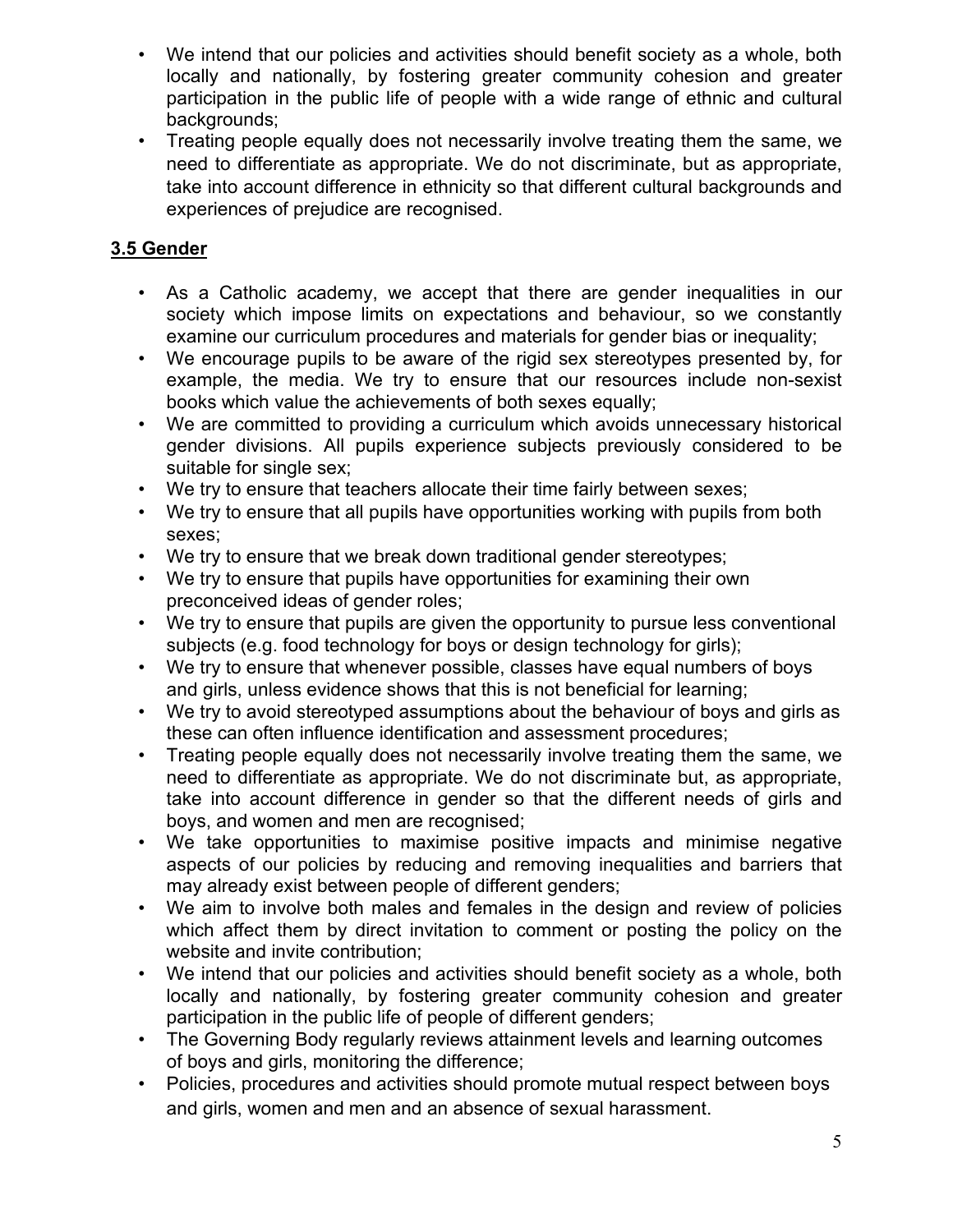- We intend that our policies and activities should benefit society as a whole, both locally and nationally, by fostering greater community cohesion and greater participation in the public life of people with a wide range of ethnic and cultural backgrounds;
- Treating people equally does not necessarily involve treating them the same, we need to differentiate as appropriate. We do not discriminate, but as appropriate, take into account difference in ethnicity so that different cultural backgrounds and experiences of prejudice are recognised.

### 3.5 Gender

- As a Catholic academy, we accept that there are gender inequalities in our society which impose limits on expectations and behaviour, so we constantly examine our curriculum procedures and materials for gender bias or inequality;
- We encourage pupils to be aware of the rigid sex stereotypes presented by, for example, the media. We try to ensure that our resources include non-sexist books which value the achievements of both sexes equally;
- We are committed to providing a curriculum which avoids unnecessary historical gender divisions. All pupils experience subjects previously considered to be suitable for single sex;
- We try to ensure that teachers allocate their time fairly between sexes;
- We try to ensure that all pupils have opportunities working with pupils from both sexes;
- We try to ensure that we break down traditional gender stereotypes;
- We try to ensure that pupils have opportunities for examining their own preconceived ideas of gender roles;
- We try to ensure that pupils are given the opportunity to pursue less conventional subjects (e.g. food technology for boys or design technology for girls);
- We try to ensure that whenever possible, classes have equal numbers of boys and girls, unless evidence shows that this is not beneficial for learning;
- We try to avoid stereotyped assumptions about the behaviour of boys and girls as these can often influence identification and assessment procedures;
- Treating people equally does not necessarily involve treating them the same, we need to differentiate as appropriate. We do not discriminate but, as appropriate, take into account difference in gender so that the different needs of girls and boys, and women and men are recognised;
- We take opportunities to maximise positive impacts and minimise negative aspects of our policies by reducing and removing inequalities and barriers that may already exist between people of different genders;
- We aim to involve both males and females in the design and review of policies which affect them by direct invitation to comment or posting the policy on the website and invite contribution;
- We intend that our policies and activities should benefit society as a whole, both locally and nationally, by fostering greater community cohesion and greater participation in the public life of people of different genders;
- The Governing Body regularly reviews attainment levels and learning outcomes of boys and girls, monitoring the difference;
- Policies, procedures and activities should promote mutual respect between boys and girls, women and men and an absence of sexual harassment.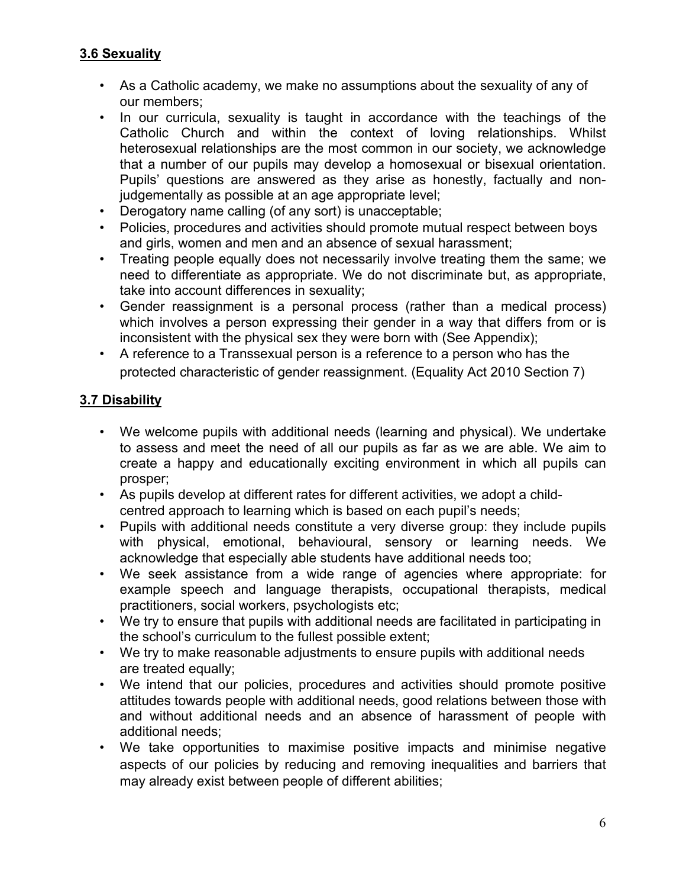### 3.6 Sexuality

- As a Catholic academy, we make no assumptions about the sexuality of any of our members;
- In our curricula, sexuality is taught in accordance with the teachings of the Catholic Church and within the context of loving relationships. Whilst heterosexual relationships are the most common in our society, we acknowledge that a number of our pupils may develop a homosexual or bisexual orientation. Pupils' questions are answered as they arise as honestly, factually and non-judgementally as possible at an age appropriate level;
- Derogatory name calling (of any sort) is unacceptable;
- Policies, procedures and activities should promote mutual respect between boys and girls, women and men and an absence of sexual harassment;
- Treating people equally does not necessarily involve treating them the same; we need to differentiate as appropriate. We do not discriminate but, as appropriate, take into account differences in sexuality;
- Gender reassignment is a personal process (rather than a medical process) which involves a person expressing their gender in a way that differs from or is inconsistent with the physical sex they were born with (See Appendix);
- A reference to a Transsexual person is a reference to a person who has the protected characteristic of gender reassignment. (Equality Act 2010 Section 7)

### 3.7 Disability

- We welcome pupils with additional needs (learning and physical). We undertake to assess and meet the need of all our pupils as far as we are able. We aim to create a happy and educationally exciting environment in which all pupils can prosper;
- As pupils develop at different rates for different activities, we adopt a child-centred approach to learning which is based on each pupil's needs;
- Pupils with additional needs constitute a very diverse group: they include pupils with physical, emotional, behavioural, sensory or learning needs. We acknowledge that especially able students have additional needs too;
- We seek assistance from a wide range of agencies where appropriate: for example speech and language therapists, occupational therapists, medical practitioners, social workers, psychologists etc;
- We try to ensure that pupils with additional needs are facilitated in participating in the school's curriculum to the fullest possible extent;
- We try to make reasonable adjustments to ensure pupils with additional needs are treated equally;
- We intend that our policies, procedures and activities should promote positive attitudes towards people with additional needs, good relations between those with and without additional needs and an absence of harassment of people with additional needs;
- We take opportunities to maximise positive impacts and minimise negative aspects of our policies by reducing and removing inequalities and barriers that may already exist between people of different abilities;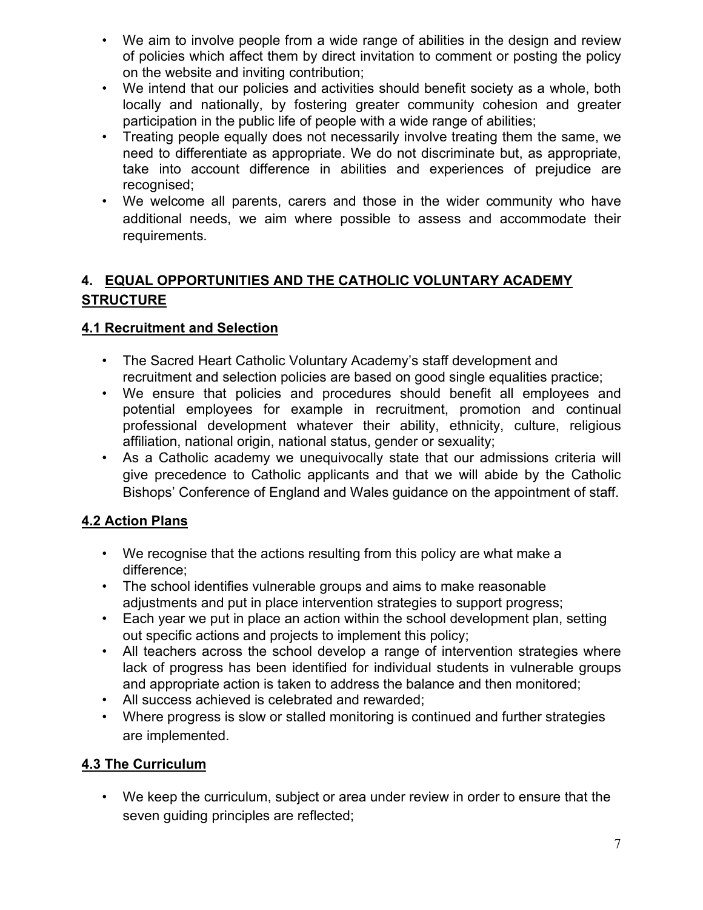- We aim to involve people from a wide range of abilities in the design and review of policies which affect them by direct invitation to comment or posting the policy on the website and inviting contribution;
- We intend that our policies and activities should benefit society as a whole, both locally and nationally, by fostering greater community cohesion and greater participation in the public life of people with a wide range of abilities;
- Treating people equally does not necessarily involve treating them the same, we need to differentiate as appropriate. We do not discriminate but, as appropriate, take into account difference in abilities and experiences of prejudice are recognised;
- We welcome all parents, carers and those in the wider community who have additional needs, we aim where possible to assess and accommodate their requirements.

## 4. EQUAL OPPORTUNITIES AND THE CATHOLIC VOLUNTARY ACADEMY STRUCTURE

### 4.1 Recruitment and Selection

- The Sacred Heart Catholic Voluntary Academy's staff development and recruitment and selection policies are based on good single equalities practice;
- We ensure that policies and procedures should benefit all employees and potential employees for example in recruitment, promotion and continual professional development whatever their ability, ethnicity, culture, religious affiliation, national origin, national status, gender or sexuality;
- As a Catholic academy we unequivocally state that our admissions criteria will give precedence to Catholic applicants and that we will abide by the Catholic Bishops' Conference of England and Wales guidance on the appointment of staff.

### 4.2 Action Plans

- We recognise that the actions resulting from this policy are what make a difference;
- The school identifies vulnerable groups and aims to make reasonable adjustments and put in place intervention strategies to support progress;
- Each year we put in place an action within the school development plan, setting out specific actions and projects to implement this policy;
- All teachers across the school develop a range of intervention strategies where lack of progress has been identified for individual students in vulnerable groups and appropriate action is taken to address the balance and then monitored;
- All success achieved is celebrated and rewarded;
- Where progress is slow or stalled monitoring is continued and further strategies are implemented.

### 4.3 The Curriculum

- We keep the curriculum, subject or area under review in order to ensure that the seven guiding principles are reflected;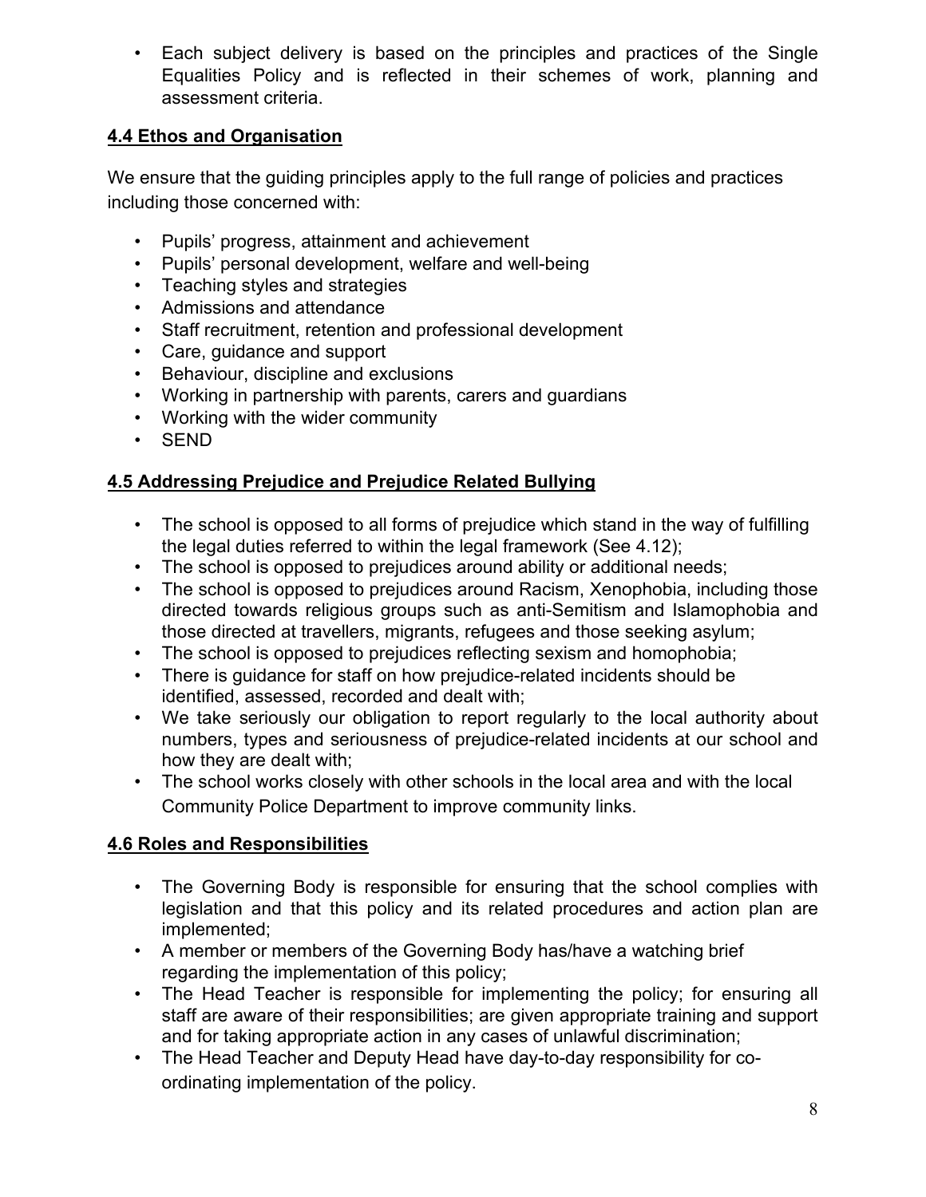- Each subject delivery is based on the principles and practices of the Single Equalities Policy and is reflected in their schemes of work, planning and assessment criteria.

## 4.4 Ethos and Organisation

We ensure that the guiding principles apply to the full range of policies and practices including those concerned with:

- Pupils' progress, attainment and achievement
- Pupils' personal development, welfare and well-being
- Teaching styles and strategies
- Admissions and attendance
- Staff recruitment, retention and professional development
- Care, guidance and support
- Behaviour, discipline and exclusions
- Working in partnership with parents, carers and guardians
- Working with the wider community
- SEND

## 4.5 Addressing Prejudice and Prejudice Related Bullying

- The school is opposed to all forms of prejudice which stand in the way of fulfilling the legal duties referred to within the legal framework (See 4.12);
- The school is opposed to prejudices around ability or additional needs;
- The school is opposed to prejudices around Racism, Xenophobia, including those directed towards religious groups such as anti-Semitism and Islamophobia and those directed at travellers, migrants, refugees and those seeking asylum;
- The school is opposed to prejudices reflecting sexism and homophobia;
- There is guidance for staff on how prejudice-related incidents should be identified, assessed, recorded and dealt with;
- We take seriously our obligation to report regularly to the local authority about numbers, types and seriousness of prejudice-related incidents at our school and how they are dealt with;
- The school works closely with other schools in the local area and with the local Community Police Department to improve community links.

## 4.6 Roles and Responsibilities

- The Governing Body is responsible for ensuring that the school complies with legislation and that this policy and its related procedures and action plan are implemented;
- A member or members of the Governing Body has/have a watching brief regarding the implementation of this policy;
- The Head Teacher is responsible for implementing the policy; for ensuring all staff are aware of their responsibilities; are given appropriate training and support and for taking appropriate action in any cases of unlawful discrimination;
- The Head Teacher and Deputy Head have day-to-day responsibility for co-ordinating implementation of the policy.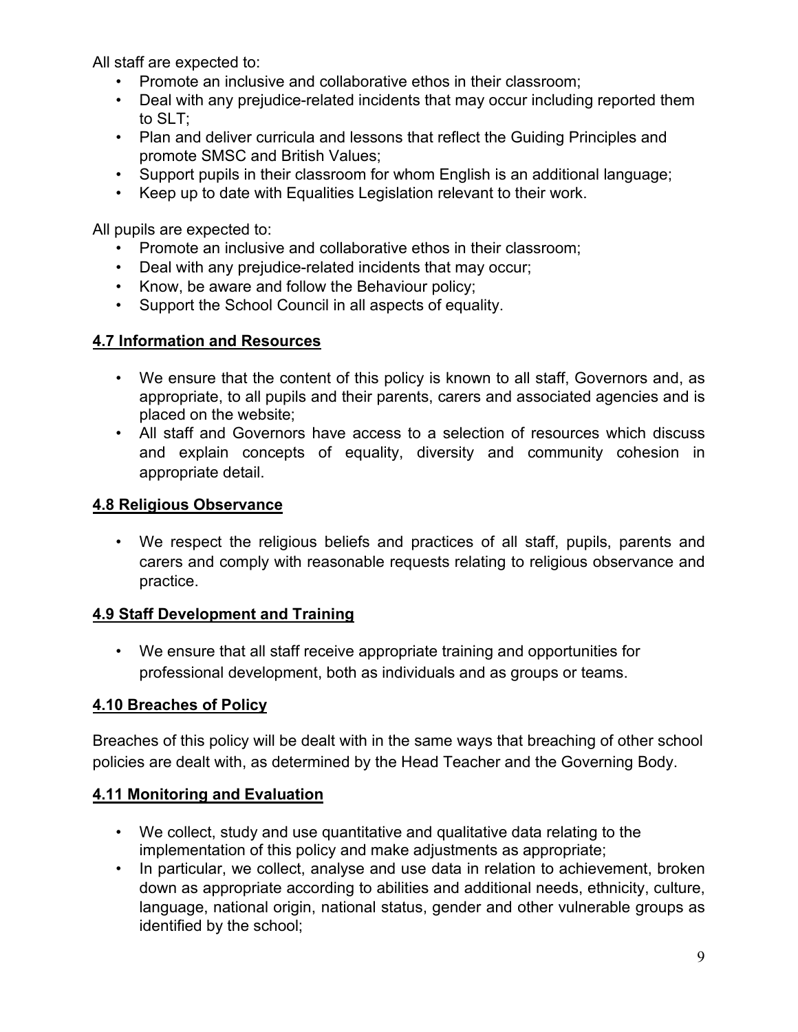All staff are expected to:

- Promote an inclusive and collaborative ethos in their classroom;
- Deal with any prejudice-related incidents that may occur including reported them to SLT;
- Plan and deliver curricula and lessons that reflect the Guiding Principles and promote SMSC and British Values;
- Support pupils in their classroom for whom English is an additional language;
- Keep up to date with Equalities Legislation relevant to their work.

All pupils are expected to:

- Promote an inclusive and collaborative ethos in their classroom;
- Deal with any prejudice-related incidents that may occur;
- Know, be aware and follow the Behaviour policy;
- Support the School Council in all aspects of equality.

### 4.7 Information and Resources

- We ensure that the content of this policy is known to all staff, Governors and, as appropriate, to all pupils and their parents, carers and associated agencies and is placed on the website;
- All staff and Governors have access to a selection of resources which discuss and explain concepts of equality, diversity and community cohesion in appropriate detail.

### 4.8 Religious Observance

- We respect the religious beliefs and practices of all staff, pupils, parents and carers and comply with reasonable requests relating to religious observance and practice.

### 4.9 Staff Development and Training

- We ensure that all staff receive appropriate training and opportunities for professional development, both as individuals and as groups or teams.

### 4.10 Breaches of Policy

Breaches of this policy will be dealt with in the same ways that breaching of other school policies are dealt with, as determined by the Head Teacher and the Governing Body.

### 4.11 Monitoring and Evaluation

- We collect, study and use quantitative and qualitative data relating to the implementation of this policy and make adjustments as appropriate;
- In particular, we collect, analyse and use data in relation to achievement, broken down as appropriate according to abilities and additional needs, ethnicity, culture, language, national origin, national status, gender and other vulnerable groups as identified by the school;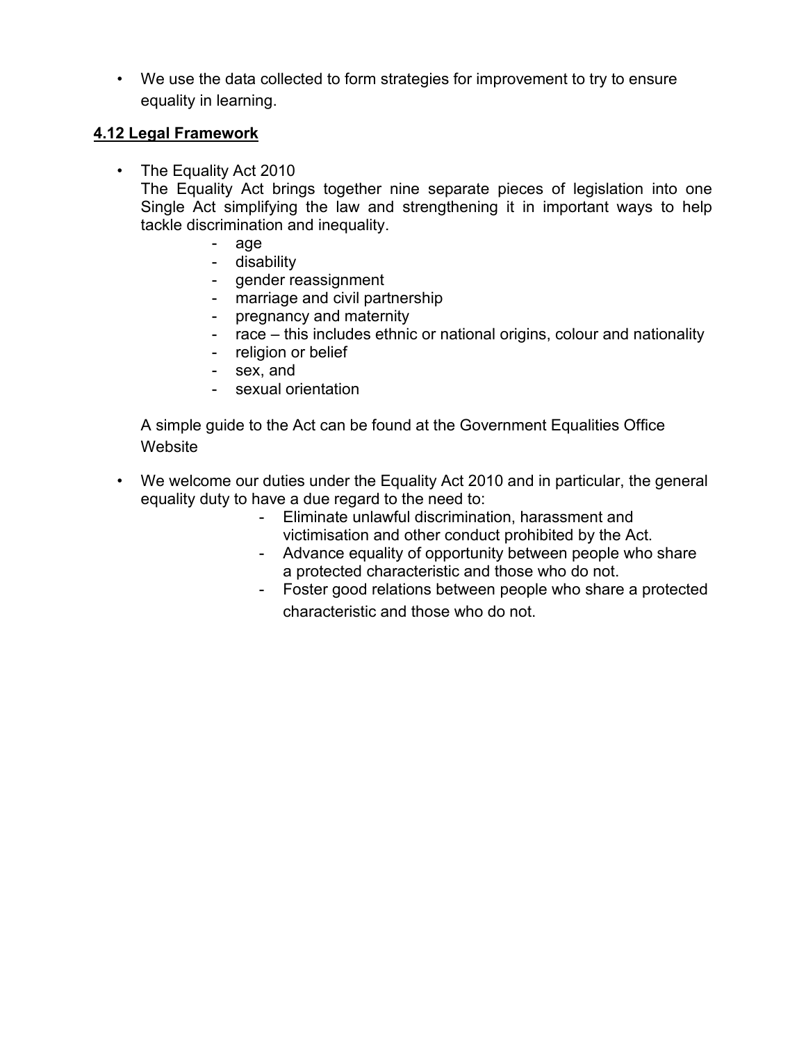- We use the data collected to form strategies for improvement to try to ensure equality in learning.

**4.12 Legal Framework**

- The Equality Act 2010
  The Equality Act brings together nine separate pieces of legislation into one Single Act simplifying the law and strengthening it in important ways to help tackle discrimination and inequality.
    - age
    - disability
    - gender reassignment
    - marriage and civil partnership
    - pregnancy and maternity
    - race – this includes ethnic or national origins, colour and nationality
    - religion or belief
    - sex, and
    - sexual orientation

  A simple guide to the Act can be found at the Government Equalities Office Website

- We welcome our duties under the Equality Act 2010 and in particular, the general equality duty to have a due regard to the need to:
    - Eliminate unlawful discrimination, harassment and victimisation and other conduct prohibited by the Act.
    - Advance equality of opportunity between people who share a protected characteristic and those who do not.
    - Foster good relations between people who share a protected characteristic and those who do not.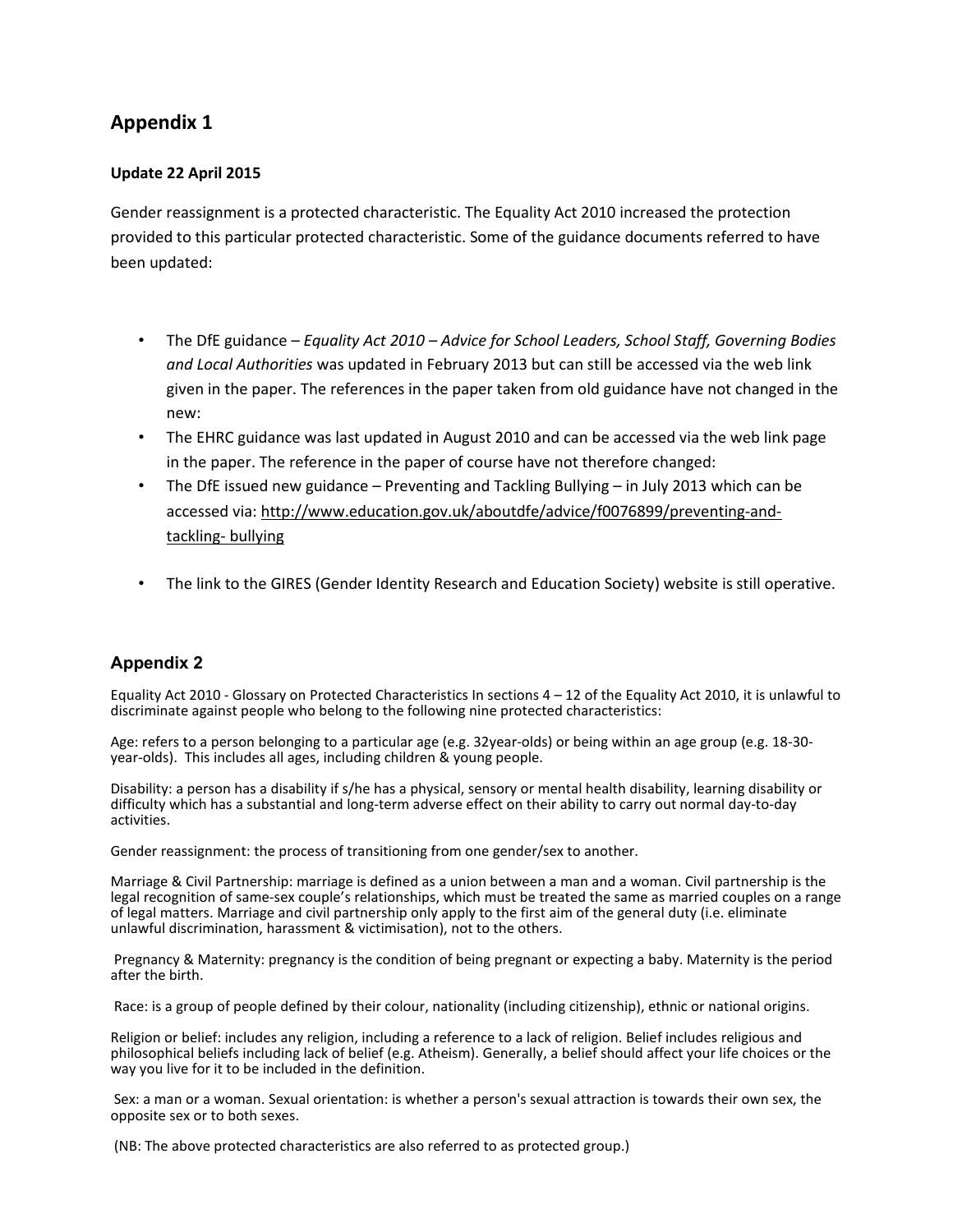## Appendix 1

**Update 22 April 2015**

Gender reassignment is a protected characteristic. The Equality Act 2010 increased the protection provided to this particular protected characteristic. Some of the guidance documents referred to have been updated:

- The DfE guidance – *Equality Act 2010 – Advice for School Leaders, School Staff, Governing Bodies and Local Authorities* was updated in February 2013 but can still be accessed via the web link given in the paper. The references in the paper taken from old guidance have not changed in the new:
- The EHRC guidance was last updated in August 2010 and can be accessed via the web link page in the paper. The reference in the paper of course have not therefore changed:
- The DfE issued new guidance – Preventing and Tackling Bullying – in July 2013 which can be accessed via: http://www.education.gov.uk/aboutdfe/advice/f0076899/preventing-and-tackling- bullying
- The link to the GIRES (Gender Identity Research and Education Society) website is still operative.

## Appendix 2

Equality Act 2010 - Glossary on Protected Characteristics In sections 4 – 12 of the Equality Act 2010, it is unlawful to discriminate against people who belong to the following nine protected characteristics:

Age: refers to a person belonging to a particular age (e.g. 32year-olds) or being within an age group (e.g. 18-30-year-olds). This includes all ages, including children & young people.

Disability: a person has a disability if s/he has a physical, sensory or mental health disability, learning disability or difficulty which has a substantial and long-term adverse effect on their ability to carry out normal day-to-day activities.

Gender reassignment: the process of transitioning from one gender/sex to another.

Marriage & Civil Partnership: marriage is defined as a union between a man and a woman. Civil partnership is the legal recognition of same-sex couple's relationships, which must be treated the same as married couples on a range of legal matters. Marriage and civil partnership only apply to the first aim of the general duty (i.e. eliminate unlawful discrimination, harassment & victimisation), not to the others.

Pregnancy & Maternity: pregnancy is the condition of being pregnant or expecting a baby. Maternity is the period after the birth.

Race: is a group of people defined by their colour, nationality (including citizenship), ethnic or national origins.

Religion or belief: includes any religion, including a reference to a lack of religion. Belief includes religious and philosophical beliefs including lack of belief (e.g. Atheism). Generally, a belief should affect your life choices or the way you live for it to be included in the definition.

Sex: a man or a woman. Sexual orientation: is whether a person's sexual attraction is towards their own sex, the opposite sex or to both sexes.

(NB: The above protected characteristics are also referred to as protected group.)